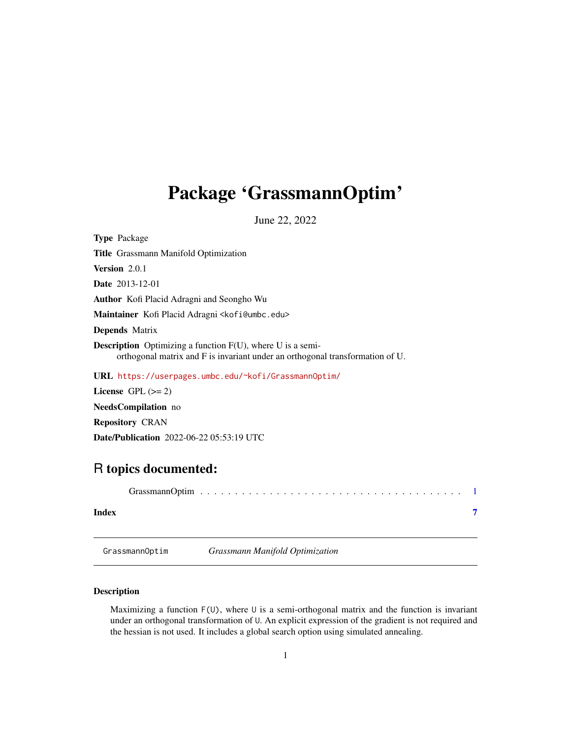# Package 'GrassmannOptim'

June 22, 2022

**Type** Package

**Title** Grassmann Manifold Optimization

**Version** 2.0.1

**Date** 2013-12-01

**Author** Kofi Placid Adragni and Seongho Wu

**Maintainer** Kofi Placid Adragni <kofi@umbc.edu>

**Depends** Matrix

**Description** Optimizing a function F(U), where U is a semi-orthogonal matrix and F is invariant under an orthogonal transformation of U.

**URL** https://userpages.umbc.edu/~kofi/GrassmannOptim/

**License** GPL (>= 2)

**NeedsCompilation** no

**Repository** CRAN

**Date/Publication** 2022-06-22 05:53:19 UTC

## R topics documented:

GrassmannOptim . . . . . . . . . . . . . . . . . . . . . . . . . . . . . . . . . . . . . . 1

**Index** **7**

---

`GrassmannOptim` *Grassmann Manifold Optimization*

---

### Description

Maximizing a function `F(U)`, where `U` is a semi-orthogonal matrix and the function is invariant under an orthogonal transformation of `U`. An explicit expression of the gradient is not required and the hessian is not used. It includes a global search option using simulated annealing.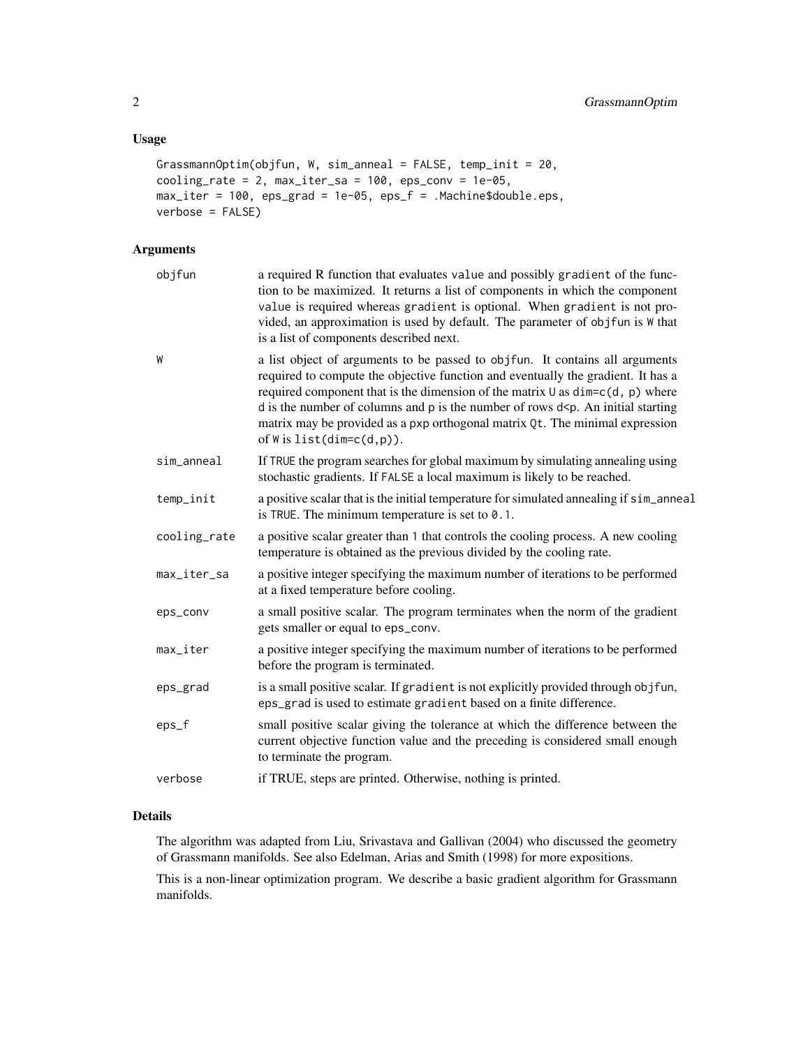## Usage

```
GrassmannOptim(objfun, W, sim_anneal = FALSE, temp_init = 20,
cooling_rate = 2, max_iter_sa = 100, eps_conv = 1e-05,
max_iter = 100, eps_grad = 1e-05, eps_f = .Machine$double.eps,
verbose = FALSE)
```

## Arguments

| | |
|---|---|
| `objfun` | a required R function that evaluates `value` and possibly `gradient` of the function to be maximized. It returns a list of components in which the component `value` is required whereas `gradient` is optional. When `gradient` is not provided, an approximation is used by default. The parameter of `objfun` is `W` that is a list of components described next. |
| `W` | a list object of arguments to be passed to `objfun`. It contains all arguments required to compute the objective function and eventually the gradient. It has a required component that is the dimension of the matrix `U` as `dim=c(d, p)` where `d` is the number of columns and `p` is the number of rows `d<p`. An initial starting matrix may be provided as a `pxp` orthogonal matrix `Qt`. The minimal expression of `W` is `list(dim=c(d,p))`. |
| `sim_anneal` | If `TRUE` the program searches for global maximum by simulating annealing using stochastic gradients. If `FALSE` a local maximum is likely to be reached. |
| `temp_init` | a positive scalar that is the initial temperature for simulated annealing if `sim_anneal` is `TRUE`. The minimum temperature is set to `0.1`. |
| `cooling_rate` | a positive scalar greater than `1` that controls the cooling process. A new cooling temperature is obtained as the previous divided by the cooling rate. |
| `max_iter_sa` | a positive integer specifying the maximum number of iterations to be performed at a fixed temperature before cooling. |
| `eps_conv` | a small positive scalar. The program terminates when the norm of the gradient gets smaller or equal to `eps_conv`. |
| `max_iter` | a positive integer specifying the maximum number of iterations to be performed before the program is terminated. |
| `eps_grad` | is a small positive scalar. If `gradient` is not explicitly provided through `objfun`, `eps_grad` is used to estimate `gradient` based on a finite difference. |
| `eps_f` | small positive scalar giving the tolerance at which the difference between the current objective function value and the preceding is considered small enough to terminate the program. |
| `verbose` | if TRUE, steps are printed. Otherwise, nothing is printed. |

## Details

The algorithm was adapted from Liu, Srivastava and Gallivan (2004) who discussed the geometry of Grassmann manifolds. See also Edelman, Arias and Smith (1998) for more expositions.

This is a non-linear optimization program. We describe a basic gradient algorithm for Grassmann manifolds.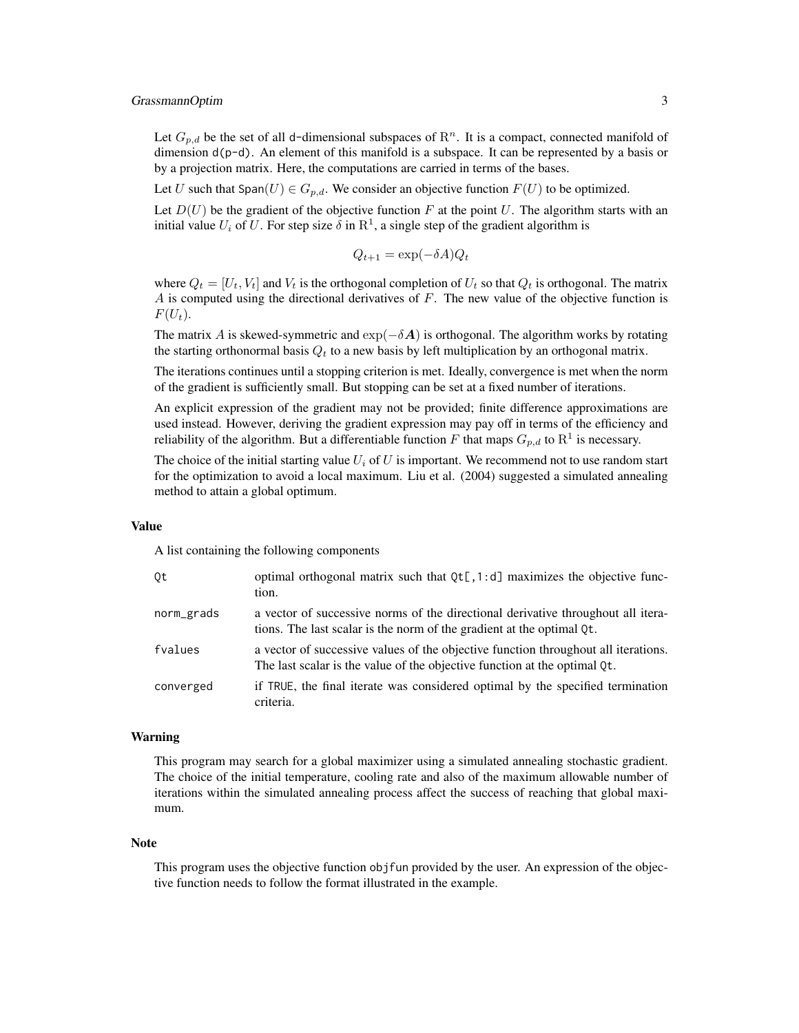Let $G_{p,d}$ be the set of all d-dimensional subspaces of $\mathrm{R}^n$. It is a compact, connected manifold of dimension `d(p-d)`. An element of this manifold is a subspace. It can be represented by a basis or by a projection matrix. Here, the computations are carried in terms of the bases.

Let $U$ such that $\mathsf{Span}(U) \in G_{p,d}$. We consider an objective function $F(U)$ to be optimized.

Let $D(U)$ be the gradient of the objective function $F$ at the point $U$. The algorithm starts with an initial value $U_i$ of $U$. For step size $\delta$ in $\mathrm{R}^1$, a single step of the gradient algorithm is

$$Q_{t+1} = \exp(-\delta A) Q_t$$

where $Q_t = [U_t, V_t]$ and $V_t$ is the orthogonal completion of $U_t$ so that $Q_t$ is orthogonal. The matrix $A$ is computed using the directional derivatives of $F$. The new value of the objective function is $F(U_t)$.

The matrix $A$ is skewed-symmetric and $\exp(-\delta \boldsymbol{A})$ is orthogonal. The algorithm works by rotating the starting orthonormal basis $Q_t$ to a new basis by left multiplication by an orthogonal matrix.

The iterations continues until a stopping criterion is met. Ideally, convergence is met when the norm of the gradient is sufficiently small. But stopping can be set at a fixed number of iterations.

An explicit expression of the gradient may not be provided; finite difference approximations are used instead. However, deriving the gradient expression may pay off in terms of the efficiency and reliability of the algorithm. But a differentiable function $F$ that maps $G_{p,d}$ to $\mathrm{R}^1$ is necessary.

The choice of the initial starting value $U_i$ of $U$ is important. We recommend not to use random start for the optimization to avoid a local maximum. Liu et al. (2004) suggested a simulated annealing method to attain a global optimum.

## Value

A list containing the following components

| | |
|---|---|
| `Qt` | optimal orthogonal matrix such that `Qt[,1:d]` maximizes the objective function. |
| `norm_grads` | a vector of successive norms of the directional derivative throughout all iterations. The last scalar is the norm of the gradient at the optimal `Qt`. |
| `fvalues` | a vector of successive values of the objective function throughout all iterations. The last scalar is the value of the objective function at the optimal `Qt`. |
| `converged` | if `TRUE`, the final iterate was considered optimal by the specified termination criteria. |

## Warning

This program may search for a global maximizer using a simulated annealing stochastic gradient. The choice of the initial temperature, cooling rate and also of the maximum allowable number of iterations within the simulated annealing process affect the success of reaching that global maximum.

## Note

This program uses the objective function `objfun` provided by the user. An expression of the objective function needs to follow the format illustrated in the example.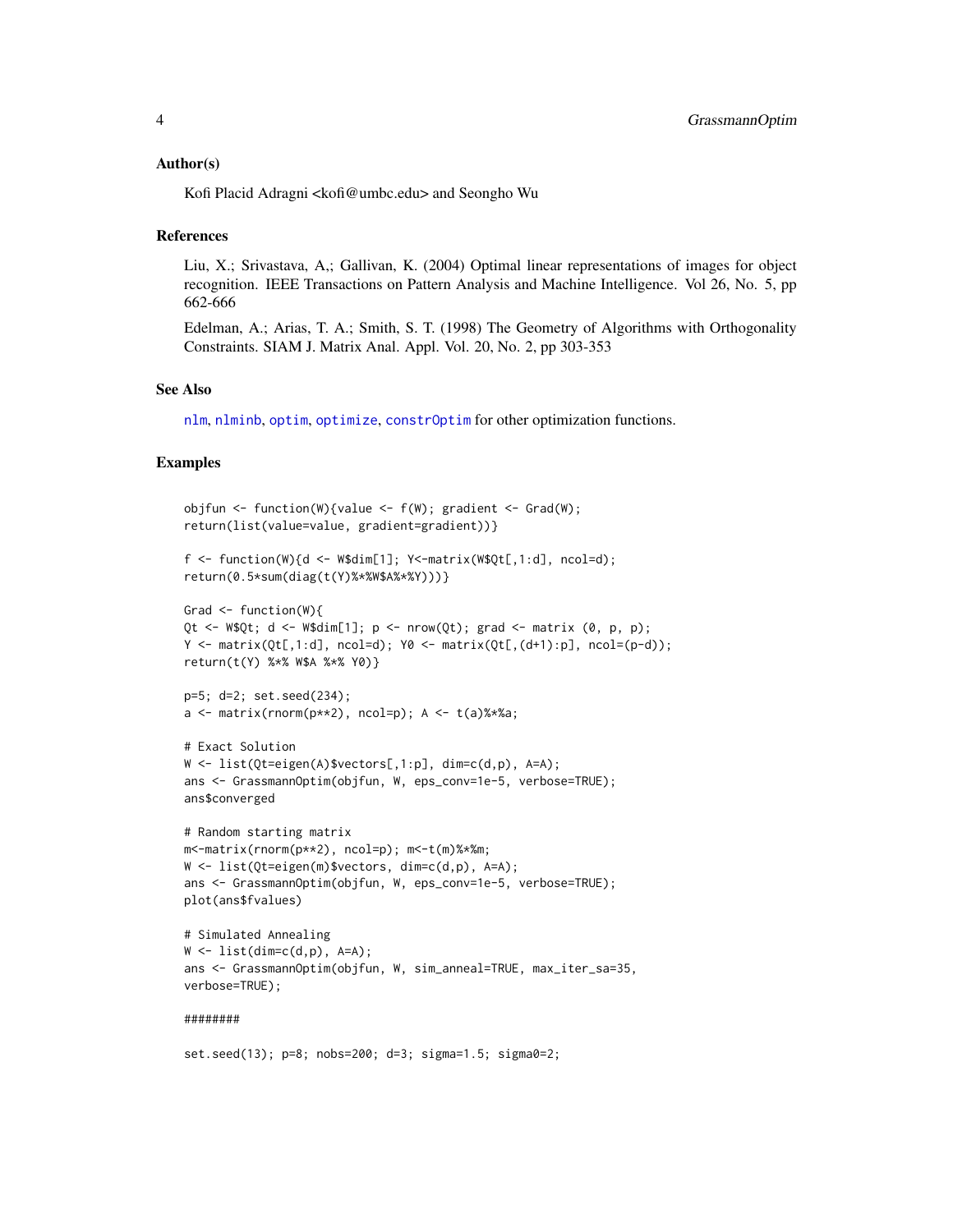### Author(s)

Kofi Placid Adragni <kofi@umbc.edu> and Seongho Wu

### References

Liu, X.; Srivastava, A,; Gallivan, K. (2004) Optimal linear representations of images for object recognition. IEEE Transactions on Pattern Analysis and Machine Intelligence. Vol 26, No. 5, pp 662-666

Edelman, A.; Arias, T. A.; Smith, S. T. (1998) The Geometry of Algorithms with Orthogonality Constraints. SIAM J. Matrix Anal. Appl. Vol. 20, No. 2, pp 303-353

### See Also

nlm, nlminb, optim, optimize, constrOptim for other optimization functions.

### Examples

```
objfun <- function(W){value <- f(W); gradient <- Grad(W);
return(list(value=value, gradient=gradient))}

f <- function(W){d <- W$dim[1]; Y<-matrix(W$Qt[,1:d], ncol=d);
return(0.5*sum(diag(t(Y)%*%W$A%*%Y)))}

Grad <- function(W){
Qt <- W$Qt; d <- W$dim[1]; p <- nrow(Qt); grad <- matrix (0, p, p);
Y <- matrix(Qt[,1:d], ncol=d); Y0 <- matrix(Qt[,(d+1):p], ncol=(p-d));
return(t(Y) %*% W$A %*% Y0)}

p=5; d=2; set.seed(234);
a <- matrix(rnorm(p**2), ncol=p); A <- t(a)%*%a;

# Exact Solution
W <- list(Qt=eigen(A)$vectors[,1:p], dim=c(d,p), A=A);
ans <- GrassmannOptim(objfun, W, eps_conv=1e-5, verbose=TRUE);
ans$converged

# Random starting matrix
m<-matrix(rnorm(p**2), ncol=p); m<-t(m)%*%m;
W <- list(Qt=eigen(m)$vectors, dim=c(d,p), A=A);
ans <- GrassmannOptim(objfun, W, eps_conv=1e-5, verbose=TRUE);
plot(ans$fvalues)

# Simulated Annealing
W <- list(dim=c(d,p), A=A);
ans <- GrassmannOptim(objfun, W, sim_anneal=TRUE, max_iter_sa=35,
verbose=TRUE);

########

set.seed(13); p=8; nobs=200; d=3; sigma=1.5; sigma0=2;
```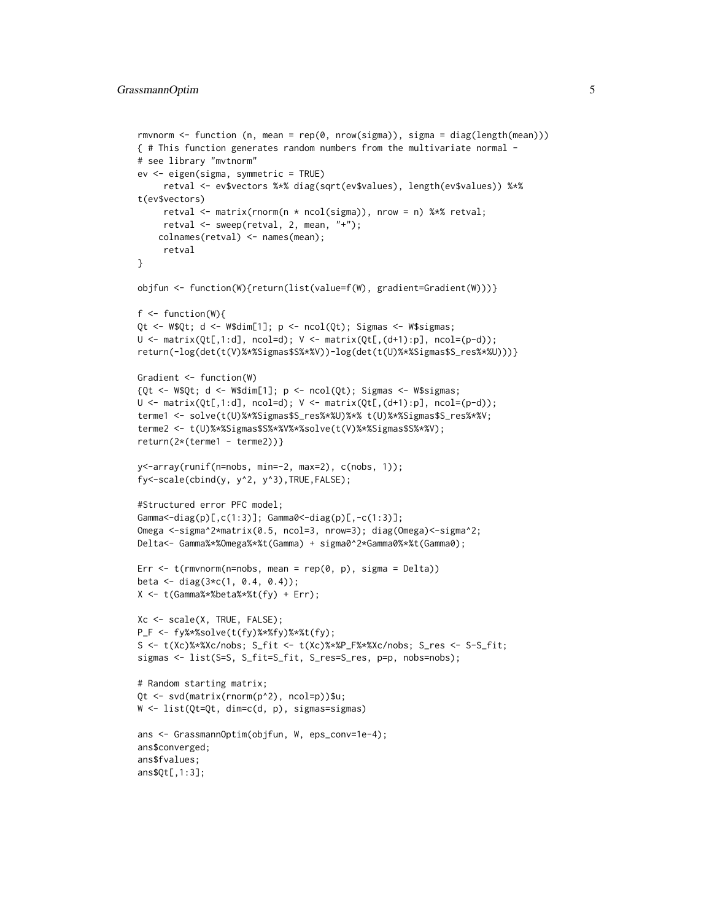```
rmvnorm <- function (n, mean = rep(0, nrow(sigma)), sigma = diag(length(mean)))
{ # This function generates random numbers from the multivariate normal -
# see library "mvtnorm"
ev <- eigen(sigma, symmetric = TRUE)
     retval <- ev$vectors %*% diag(sqrt(ev$values), length(ev$values)) %*%
t(ev$vectors)
     retval <- matrix(rnorm(n * ncol(sigma)), nrow = n) %*% retval;
     retval <- sweep(retval, 2, mean, "+");
    colnames(retval) <- names(mean);
     retval
}

objfun <- function(W){return(list(value=f(W), gradient=Gradient(W)))}

f <- function(W){
Qt <- W$Qt; d <- W$dim[1]; p <- ncol(Qt); Sigmas <- W$sigmas;
U <- matrix(Qt[,1:d], ncol=d); V <- matrix(Qt[,(d+1):p], ncol=(p-d));
return(-log(det(t(V)%*%Sigmas$S%*%V))-log(det(t(U)%*%Sigmas$S_res%*%U)))}

Gradient <- function(W)
{Qt <- W$Qt; d <- W$dim[1]; p <- ncol(Qt); Sigmas <- W$sigmas;
U <- matrix(Qt[,1:d], ncol=d); V <- matrix(Qt[,(d+1):p], ncol=(p-d));
terme1 <- solve(t(U)%*%Sigmas$S_res%*%U)%*% t(U)%*%Sigmas$S_res%*%V;
terme2 <- t(U)%*%Sigmas$S%*%V%*%solve(t(V)%*%Sigmas$S%*%V);
return(2*(terme1 - terme2))}

y<-array(runif(n=nobs, min=-2, max=2), c(nobs, 1));
fy<-scale(cbind(y, y^2, y^3),TRUE,FALSE);

#Structured error PFC model;
Gamma<-diag(p)[,c(1:3)]; Gamma0<-diag(p)[,-c(1:3)];
Omega <-sigma^2*matrix(0.5, ncol=3, nrow=3); diag(Omega)<-sigma^2;
Delta<- Gamma%*%Omega%*%t(Gamma) + sigma0^2*Gamma0%*%t(Gamma0);

Err <- t(rmvnorm(n=nobs, mean = rep(0, p), sigma = Delta))
beta <- diag(3*c(1, 0.4, 0.4));
X <- t(Gamma%*%beta%*%t(fy) + Err);

Xc <- scale(X, TRUE, FALSE);
P_F <- fy%*%solve(t(fy)%*%fy)%*%t(fy);
S <- t(Xc)%*%Xc/nobs; S_fit <- t(Xc)%*%P_F%*%Xc/nobs; S_res <- S-S_fit;
sigmas <- list(S=S, S_fit=S_fit, S_res=S_res, p=p, nobs=nobs);

# Random starting matrix;
Qt <- svd(matrix(rnorm(p^2), ncol=p))$u;
W <- list(Qt=Qt, dim=c(d, p), sigmas=sigmas)

ans <- GrassmannOptim(objfun, W, eps_conv=1e-4);
ans$converged;
ans$fvalues;
ans$Qt[,1:3];
```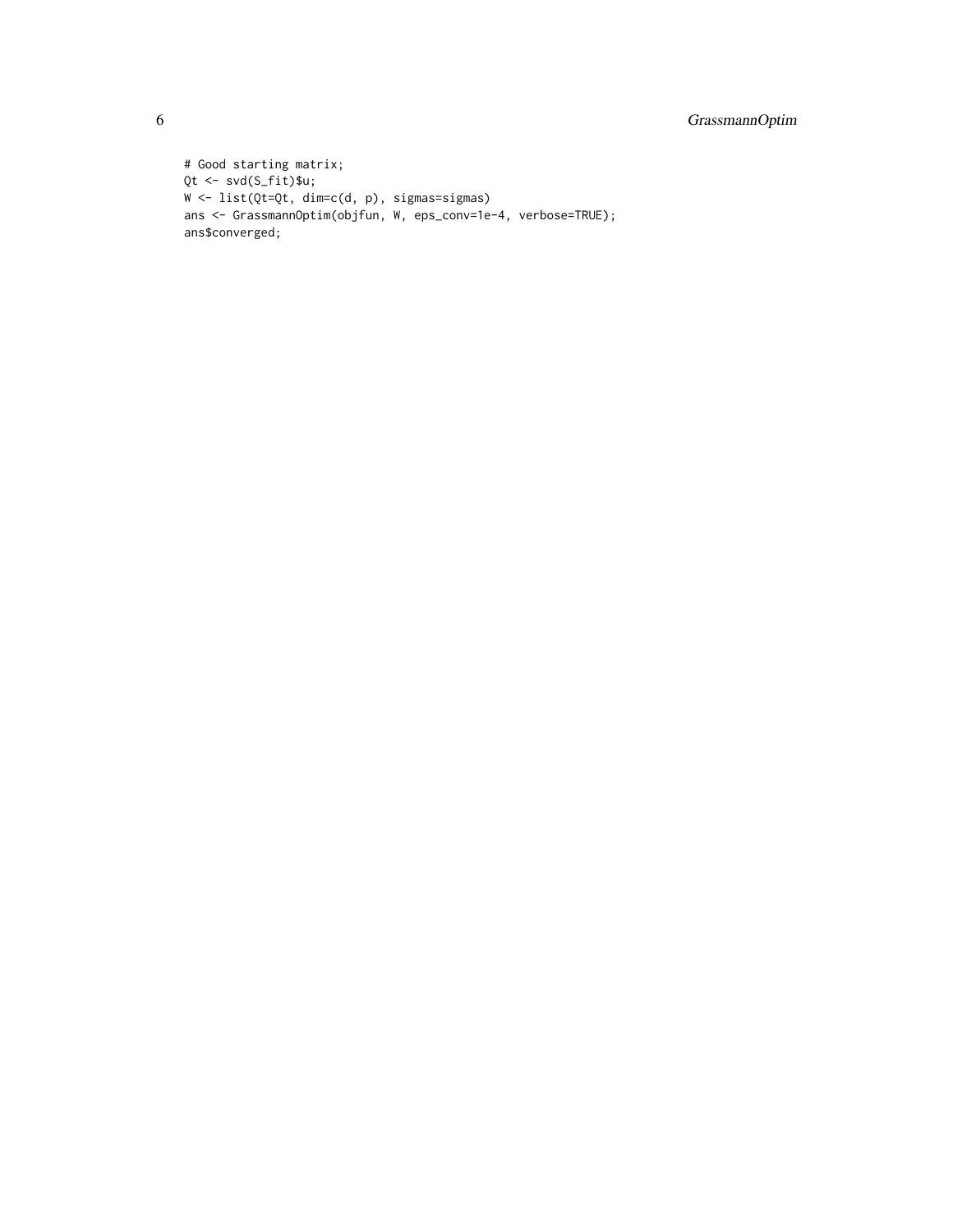```
# Good starting matrix;
Qt <- svd(S_fit)$u;
W <- list(Qt=Qt, dim=c(d, p), sigmas=sigmas)
ans <- GrassmannOptim(objfun, W, eps_conv=1e-4, verbose=TRUE);
ans$converged;
```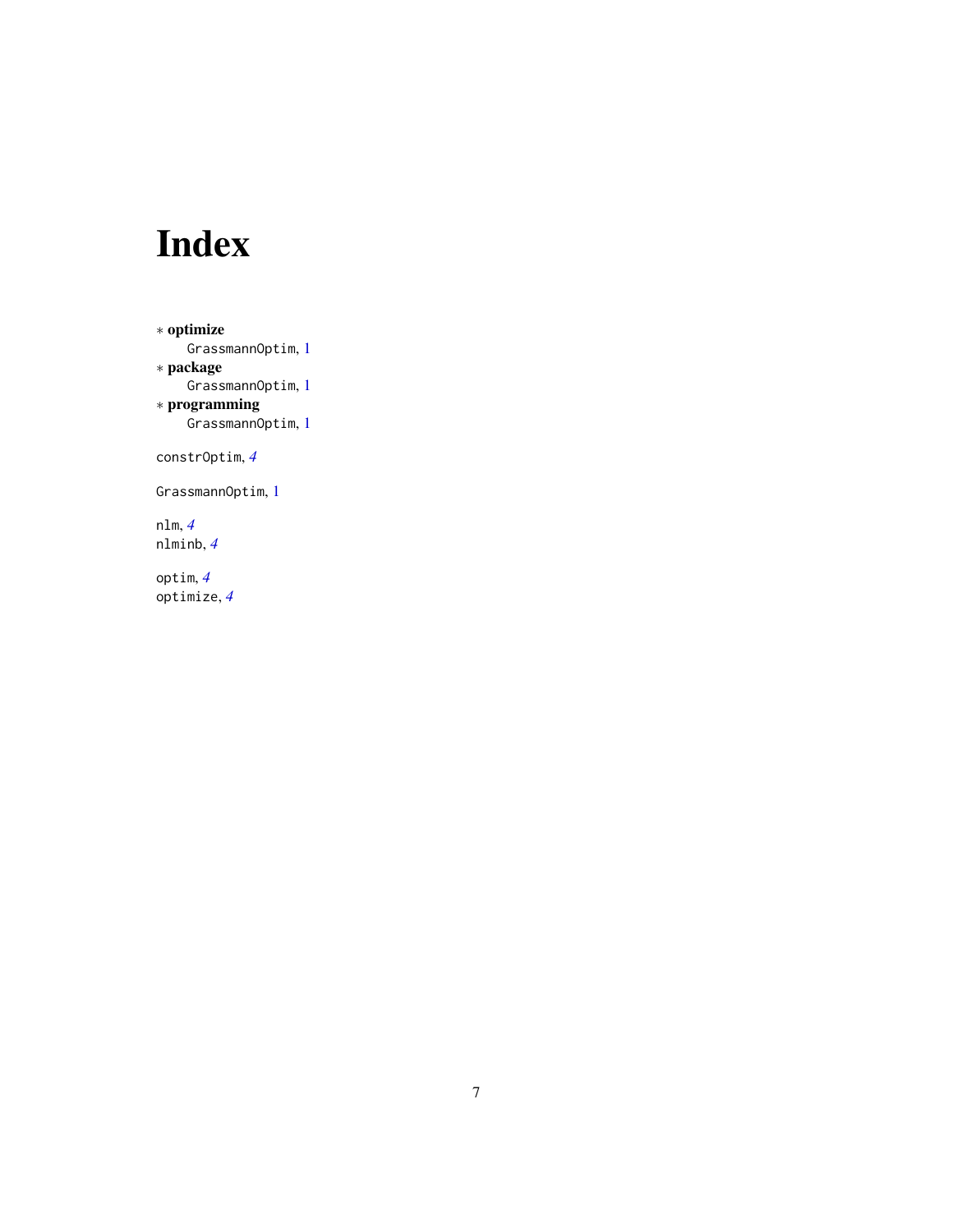# Index

∗ **optimize**
    GrassmannOptim, 1

∗ **package**
    GrassmannOptim, 1

∗ **programming**
    GrassmannOptim, 1

constrOptim, *4*

GrassmannOptim, 1

nlm, *4*
nlminb, *4*

optim, *4*
optimize, *4*